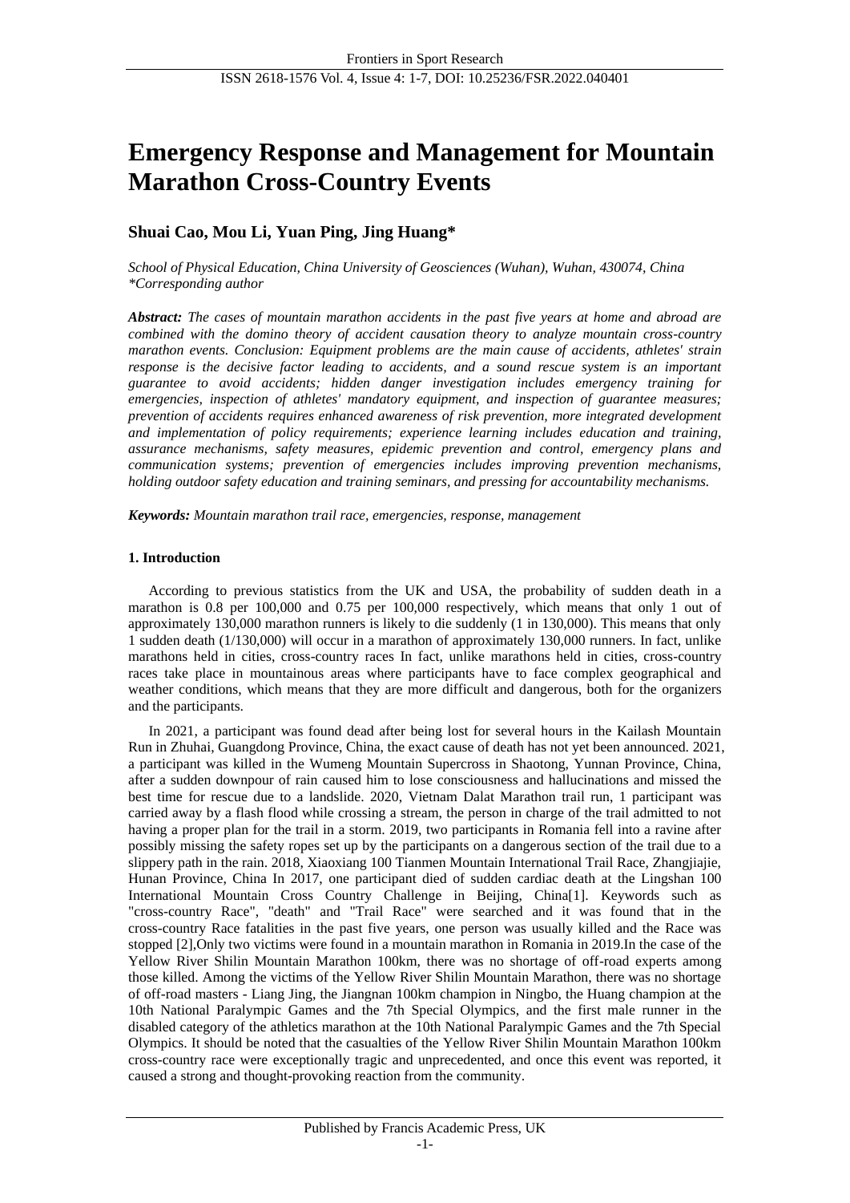# Emergency Response and Management for Mountain Marathon Cross-Country Events

**Shuai Cao, Mou Li, Yuan Ping, Jing Huang***

*School of Physical Education, China University of Geosciences (Wuhan), Wuhan, 430074, China*
*\*Corresponding author*

***Abstract:*** *The cases of mountain marathon accidents in the past five years at home and abroad are combined with the domino theory of accident causation theory to analyze mountain cross-country marathon events. Conclusion: Equipment problems are the main cause of accidents, athletes' strain response is the decisive factor leading to accidents, and a sound rescue system is an important guarantee to avoid accidents; hidden danger investigation includes emergency training for emergencies, inspection of athletes' mandatory equipment, and inspection of guarantee measures; prevention of accidents requires enhanced awareness of risk prevention, more integrated development and implementation of policy requirements; experience learning includes education and training, assurance mechanisms, safety measures, epidemic prevention and control, emergency plans and communication systems; prevention of emergencies includes improving prevention mechanisms, holding outdoor safety education and training seminars, and pressing for accountability mechanisms.*

***Keywords:*** *Mountain marathon trail race, emergencies, response, management*

## 1. Introduction

According to previous statistics from the UK and USA, the probability of sudden death in a marathon is 0.8 per 100,000 and 0.75 per 100,000 respectively, which means that only 1 out of approximately 130,000 marathon runners is likely to die suddenly (1 in 130,000). This means that only 1 sudden death (1/130,000) will occur in a marathon of approximately 130,000 runners. In fact, unlike marathons held in cities, cross-country races In fact, unlike marathons held in cities, cross-country races take place in mountainous areas where participants have to face complex geographical and weather conditions, which means that they are more difficult and dangerous, both for the organizers and the participants.

In 2021, a participant was found dead after being lost for several hours in the Kailash Mountain Run in Zhuhai, Guangdong Province, China, the exact cause of death has not yet been announced. 2021, a participant was killed in the Wumeng Mountain Supercross in Shaotong, Yunnan Province, China, after a sudden downpour of rain caused him to lose consciousness and hallucinations and missed the best time for rescue due to a landslide. 2020, Vietnam Dalat Marathon trail run, 1 participant was carried away by a flash flood while crossing a stream, the person in charge of the trail admitted to not having a proper plan for the trail in a storm. 2019, two participants in Romania fell into a ravine after possibly missing the safety ropes set up by the participants on a dangerous section of the trail due to a slippery path in the rain. 2018, Xiaoxiang 100 Tianmen Mountain International Trail Race, Zhangjiajie, Hunan Province, China In 2017, one participant died of sudden cardiac death at the Lingshan 100 International Mountain Cross Country Challenge in Beijing, China[1]. Keywords such as "cross-country Race", "death" and "Trail Race" were searched and it was found that in the cross-country Race fatalities in the past five years, one person was usually killed and the Race was stopped [2],Only two victims were found in a mountain marathon in Romania in 2019.In the case of the Yellow River Shilin Mountain Marathon 100km, there was no shortage of off-road experts among those killed. Among the victims of the Yellow River Shilin Mountain Marathon, there was no shortage of off-road masters - Liang Jing, the Jiangnan 100km champion in Ningbo, the Huang champion at the 10th National Paralympic Games and the 7th Special Olympics, and the first male runner in the disabled category of the athletics marathon at the 10th National Paralympic Games and the 7th Special Olympics. It should be noted that the casualties of the Yellow River Shilin Mountain Marathon 100km cross-country race were exceptionally tragic and unprecedented, and once this event was reported, it caused a strong and thought-provoking reaction from the community.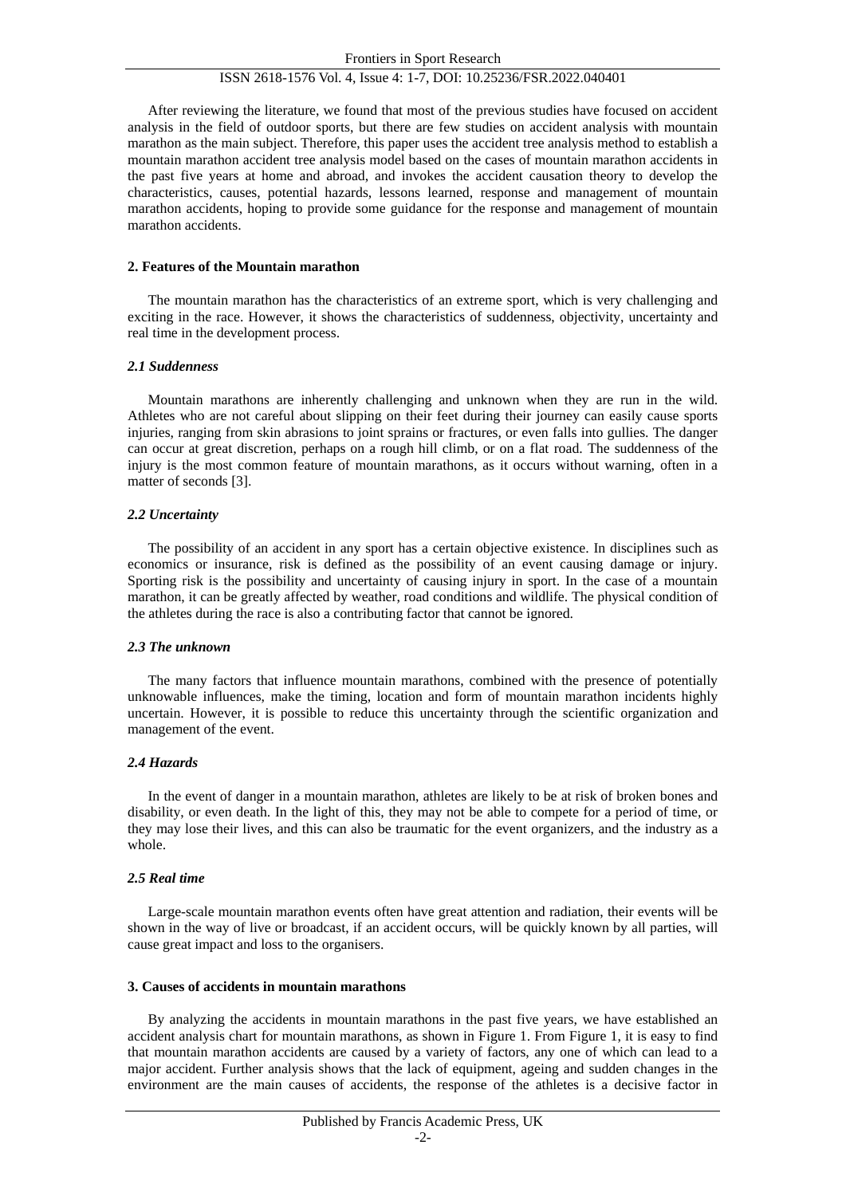After reviewing the literature, we found that most of the previous studies have focused on accident analysis in the field of outdoor sports, but there are few studies on accident analysis with mountain marathon as the main subject. Therefore, this paper uses the accident tree analysis method to establish a mountain marathon accident tree analysis model based on the cases of mountain marathon accidents in the past five years at home and abroad, and invokes the accident causation theory to develop the characteristics, causes, potential hazards, lessons learned, response and management of mountain marathon accidents, hoping to provide some guidance for the response and management of mountain marathon accidents.

## 2. Features of the Mountain marathon

The mountain marathon has the characteristics of an extreme sport, which is very challenging and exciting in the race. However, it shows the characteristics of suddenness, objectivity, uncertainty and real time in the development process.

### *2.1 Suddenness*

Mountain marathons are inherently challenging and unknown when they are run in the wild. Athletes who are not careful about slipping on their feet during their journey can easily cause sports injuries, ranging from skin abrasions to joint sprains or fractures, or even falls into gullies. The danger can occur at great discretion, perhaps on a rough hill climb, or on a flat road. The suddenness of the injury is the most common feature of mountain marathons, as it occurs without warning, often in a matter of seconds [3].

### *2.2 Uncertainty*

The possibility of an accident in any sport has a certain objective existence. In disciplines such as economics or insurance, risk is defined as the possibility of an event causing damage or injury. Sporting risk is the possibility and uncertainty of causing injury in sport. In the case of a mountain marathon, it can be greatly affected by weather, road conditions and wildlife. The physical condition of the athletes during the race is also a contributing factor that cannot be ignored.

### *2.3 The unknown*

The many factors that influence mountain marathons, combined with the presence of potentially unknowable influences, make the timing, location and form of mountain marathon incidents highly uncertain. However, it is possible to reduce this uncertainty through the scientific organization and management of the event.

### *2.4 Hazards*

In the event of danger in a mountain marathon, athletes are likely to be at risk of broken bones and disability, or even death. In the light of this, they may not be able to compete for a period of time, or they may lose their lives, and this can also be traumatic for the event organizers, and the industry as a whole.

### *2.5 Real time*

Large-scale mountain marathon events often have great attention and radiation, their events will be shown in the way of live or broadcast, if an accident occurs, will be quickly known by all parties, will cause great impact and loss to the organisers.

## 3. Causes of accidents in mountain marathons

By analyzing the accidents in mountain marathons in the past five years, we have established an accident analysis chart for mountain marathons, as shown in Figure 1. From Figure 1, it is easy to find that mountain marathon accidents are caused by a variety of factors, any one of which can lead to a major accident. Further analysis shows that the lack of equipment, ageing and sudden changes in the environment are the main causes of accidents, the response of the athletes is a decisive factor in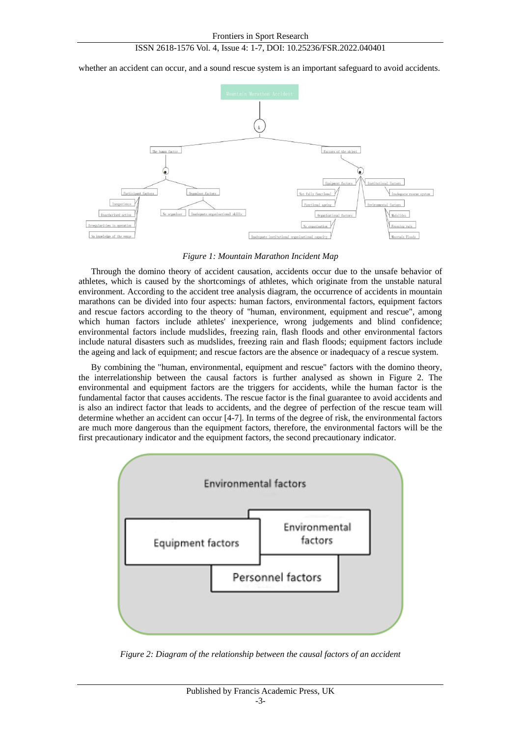whether an accident can occur, and a sound rescue system is an important safeguard to avoid accidents.

*Figure 1: Mountain Marathon Incident Map*

Through the domino theory of accident causation, accidents occur due to the unsafe behavior of athletes, which is caused by the shortcomings of athletes, which originate from the unstable natural environment. According to the accident tree analysis diagram, the occurrence of accidents in mountain marathons can be divided into four aspects: human factors, environmental factors, equipment factors and rescue factors according to the theory of "human, environment, equipment and rescue", among which human factors include athletes' inexperience, wrong judgements and blind confidence; environmental factors include mudslides, freezing rain, flash floods and other environmental factors include natural disasters such as mudslides, freezing rain and flash floods; equipment factors include the ageing and lack of equipment; and rescue factors are the absence or inadequacy of a rescue system.

By combining the "human, environmental, equipment and rescue" factors with the domino theory, the interrelationship between the causal factors is further analysed as shown in Figure 2. The environmental and equipment factors are the triggers for accidents, while the human factor is the fundamental factor that causes accidents. The rescue factor is the final guarantee to avoid accidents and is also an indirect factor that leads to accidents, and the degree of perfection of the rescue team will determine whether an accident can occur [4-7]. In terms of the degree of risk, the environmental factors are much more dangerous than the equipment factors, therefore, the environmental factors will be the first precautionary indicator and the equipment factors, the second precautionary indicator.

*Figure 2: Diagram of the relationship between the causal factors of an accident*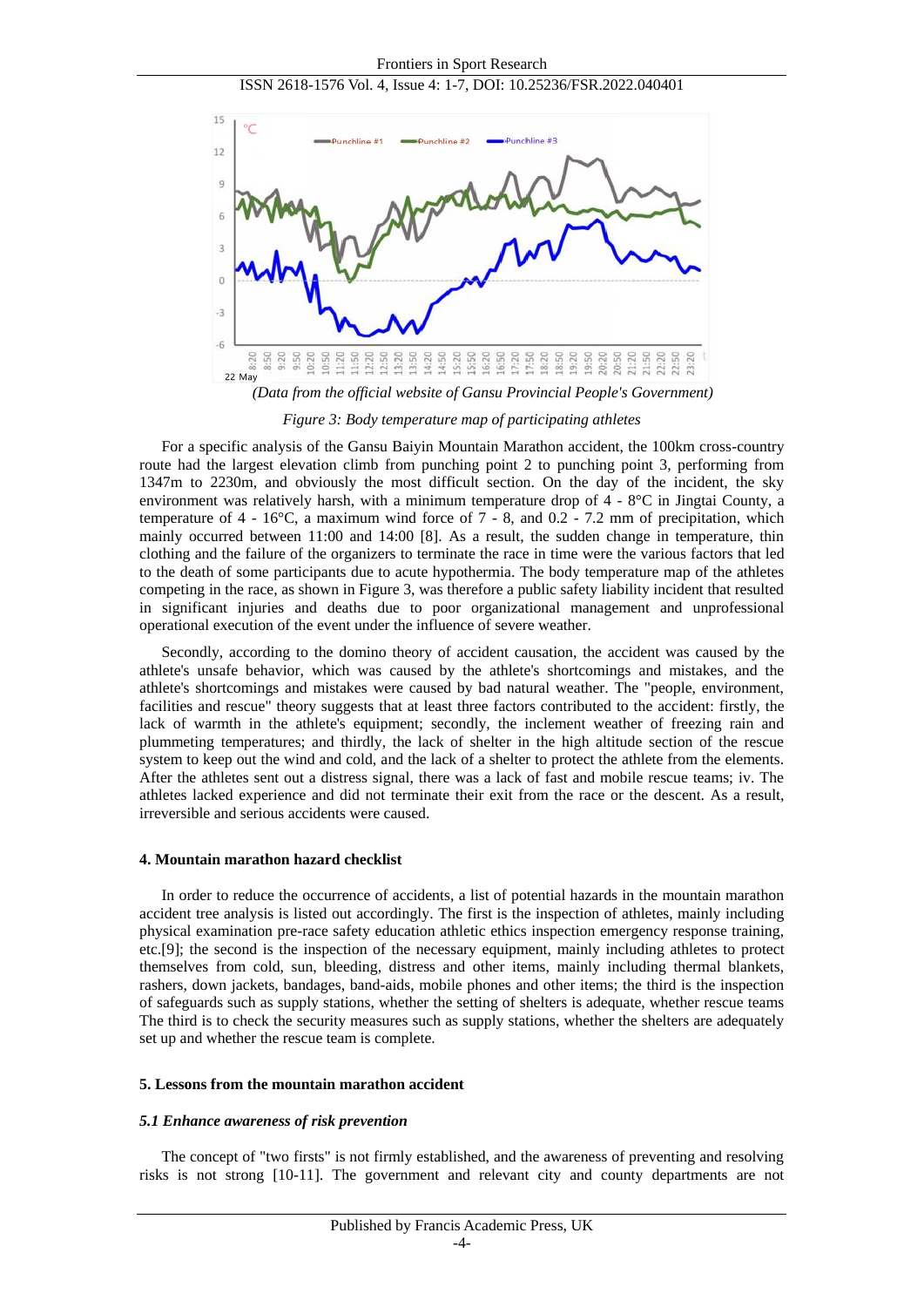*(Data from the official website of Gansu Provincial People's Government)*

*Figure 3: Body temperature map of participating athletes*

For a specific analysis of the Gansu Baiyin Mountain Marathon accident, the 100km cross-country route had the largest elevation climb from punching point 2 to punching point 3, performing from 1347m to 2230m, and obviously the most difficult section. On the day of the incident, the sky environment was relatively harsh, with a minimum temperature drop of 4 - 8°C in Jingtai County, a temperature of 4 - 16°C, a maximum wind force of 7 - 8, and 0.2 - 7.2 mm of precipitation, which mainly occurred between 11:00 and 14:00 [8]. As a result, the sudden change in temperature, thin clothing and the failure of the organizers to terminate the race in time were the various factors that led to the death of some participants due to acute hypothermia. The body temperature map of the athletes competing in the race, as shown in Figure 3, was therefore a public safety liability incident that resulted in significant injuries and deaths due to poor organizational management and unprofessional operational execution of the event under the influence of severe weather.

Secondly, according to the domino theory of accident causation, the accident was caused by the athlete's unsafe behavior, which was caused by the athlete's shortcomings and mistakes, and the athlete's shortcomings and mistakes were caused by bad natural weather. The "people, environment, facilities and rescue" theory suggests that at least three factors contributed to the accident: firstly, the lack of warmth in the athlete's equipment; secondly, the inclement weather of freezing rain and plummeting temperatures; and thirdly, the lack of shelter in the high altitude section of the rescue system to keep out the wind and cold, and the lack of a shelter to protect the athlete from the elements. After the athletes sent out a distress signal, there was a lack of fast and mobile rescue teams; iv. The athletes lacked experience and did not terminate their exit from the race or the descent. As a result, irreversible and serious accidents were caused.

## 4. Mountain marathon hazard checklist

In order to reduce the occurrence of accidents, a list of potential hazards in the mountain marathon accident tree analysis is listed out accordingly. The first is the inspection of athletes, mainly including physical examination pre-race safety education athletic ethics inspection emergency response training, etc.[9]; the second is the inspection of the necessary equipment, mainly including athletes to protect themselves from cold, sun, bleeding, distress and other items, mainly including thermal blankets, rashers, down jackets, bandages, band-aids, mobile phones and other items; the third is the inspection of safeguards such as supply stations, whether the setting of shelters is adequate, whether rescue teams The third is to check the security measures such as supply stations, whether the shelters are adequately set up and whether the rescue team is complete.

## 5. Lessons from the mountain marathon accident

### *5.1 Enhance awareness of risk prevention*

The concept of "two firsts" is not firmly established, and the awareness of preventing and resolving risks is not strong [10-11]. The government and relevant city and county departments are not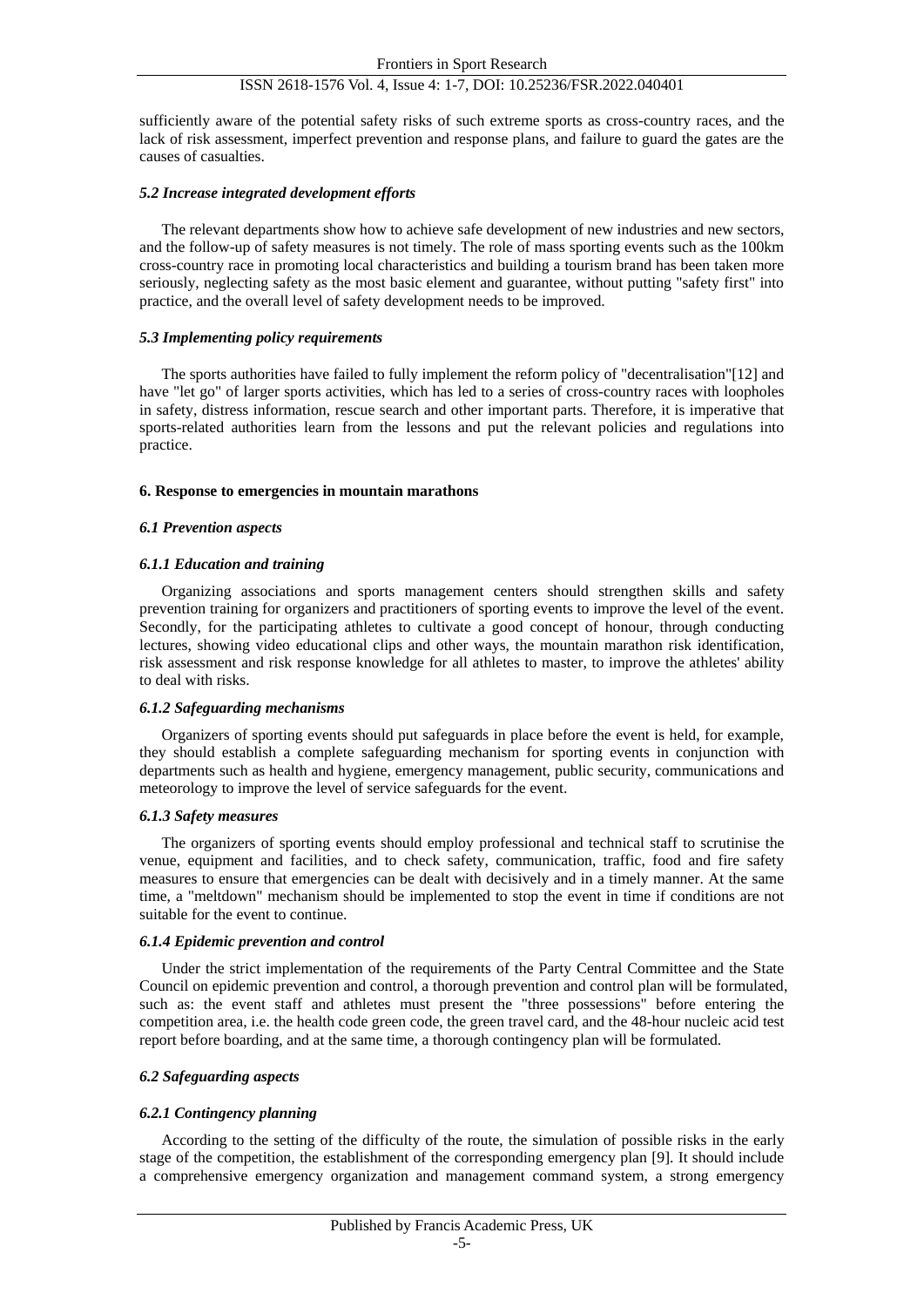sufficiently aware of the potential safety risks of such extreme sports as cross-country races, and the lack of risk assessment, imperfect prevention and response plans, and failure to guard the gates are the causes of casualties.

### *5.2 Increase integrated development efforts*

The relevant departments show how to achieve safe development of new industries and new sectors, and the follow-up of safety measures is not timely. The role of mass sporting events such as the 100km cross-country race in promoting local characteristics and building a tourism brand has been taken more seriously, neglecting safety as the most basic element and guarantee, without putting "safety first" into practice, and the overall level of safety development needs to be improved.

### *5.3 Implementing policy requirements*

The sports authorities have failed to fully implement the reform policy of "decentralisation"[12] and have "let go" of larger sports activities, which has led to a series of cross-country races with loopholes in safety, distress information, rescue search and other important parts. Therefore, it is imperative that sports-related authorities learn from the lessons and put the relevant policies and regulations into practice.

## 6. Response to emergencies in mountain marathons

### *6.1 Prevention aspects*

#### *6.1.1 Education and training*

Organizing associations and sports management centers should strengthen skills and safety prevention training for organizers and practitioners of sporting events to improve the level of the event. Secondly, for the participating athletes to cultivate a good concept of honour, through conducting lectures, showing video educational clips and other ways, the mountain marathon risk identification, risk assessment and risk response knowledge for all athletes to master, to improve the athletes' ability to deal with risks.

#### *6.1.2 Safeguarding mechanisms*

Organizers of sporting events should put safeguards in place before the event is held, for example, they should establish a complete safeguarding mechanism for sporting events in conjunction with departments such as health and hygiene, emergency management, public security, communications and meteorology to improve the level of service safeguards for the event.

#### *6.1.3 Safety measures*

The organizers of sporting events should employ professional and technical staff to scrutinise the venue, equipment and facilities, and to check safety, communication, traffic, food and fire safety measures to ensure that emergencies can be dealt with decisively and in a timely manner. At the same time, a "meltdown" mechanism should be implemented to stop the event in time if conditions are not suitable for the event to continue.

#### *6.1.4 Epidemic prevention and control*

Under the strict implementation of the requirements of the Party Central Committee and the State Council on epidemic prevention and control, a thorough prevention and control plan will be formulated, such as: the event staff and athletes must present the "three possessions" before entering the competition area, i.e. the health code green code, the green travel card, and the 48-hour nucleic acid test report before boarding, and at the same time, a thorough contingency plan will be formulated.

### *6.2 Safeguarding aspects*

#### *6.2.1 Contingency planning*

According to the setting of the difficulty of the route, the simulation of possible risks in the early stage of the competition, the establishment of the corresponding emergency plan [9]. It should include a comprehensive emergency organization and management command system, a strong emergency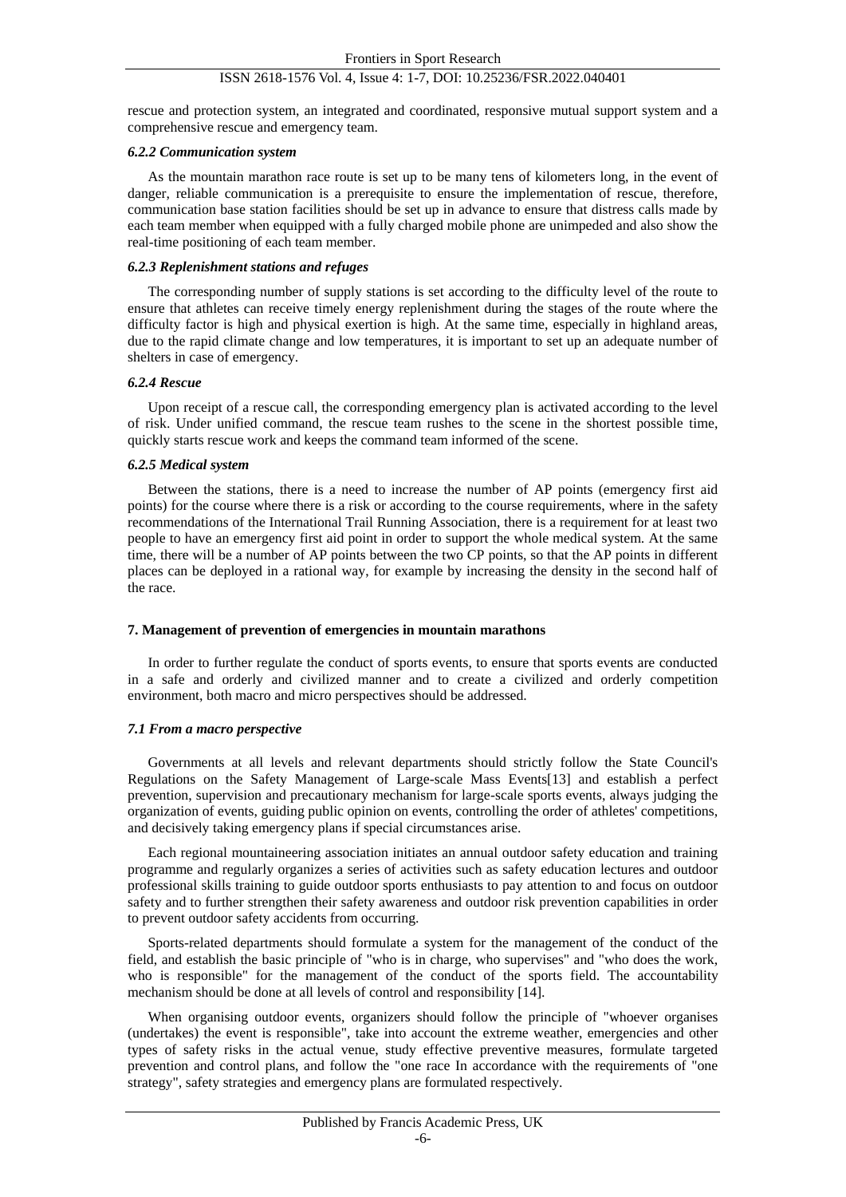rescue and protection system, an integrated and coordinated, responsive mutual support system and a comprehensive rescue and emergency team.

#### *6.2.2 Communication system*

As the mountain marathon race route is set up to be many tens of kilometers long, in the event of danger, reliable communication is a prerequisite to ensure the implementation of rescue, therefore, communication base station facilities should be set up in advance to ensure that distress calls made by each team member when equipped with a fully charged mobile phone are unimpeded and also show the real-time positioning of each team member.

#### *6.2.3 Replenishment stations and refuges*

The corresponding number of supply stations is set according to the difficulty level of the route to ensure that athletes can receive timely energy replenishment during the stages of the route where the difficulty factor is high and physical exertion is high. At the same time, especially in highland areas, due to the rapid climate change and low temperatures, it is important to set up an adequate number of shelters in case of emergency.

#### *6.2.4 Rescue*

Upon receipt of a rescue call, the corresponding emergency plan is activated according to the level of risk. Under unified command, the rescue team rushes to the scene in the shortest possible time, quickly starts rescue work and keeps the command team informed of the scene.

#### *6.2.5 Medical system*

Between the stations, there is a need to increase the number of AP points (emergency first aid points) for the course where there is a risk or according to the course requirements, where in the safety recommendations of the International Trail Running Association, there is a requirement for at least two people to have an emergency first aid point in order to support the whole medical system. At the same time, there will be a number of AP points between the two CP points, so that the AP points in different places can be deployed in a rational way, for example by increasing the density in the second half of the race.

## 7. Management of prevention of emergencies in mountain marathons

In order to further regulate the conduct of sports events, to ensure that sports events are conducted in a safe and orderly and civilized manner and to create a civilized and orderly competition environment, both macro and micro perspectives should be addressed.

### *7.1 From a macro perspective*

Governments at all levels and relevant departments should strictly follow the State Council's Regulations on the Safety Management of Large-scale Mass Events[13] and establish a perfect prevention, supervision and precautionary mechanism for large-scale sports events, always judging the organization of events, guiding public opinion on events, controlling the order of athletes' competitions, and decisively taking emergency plans if special circumstances arise.

Each regional mountaineering association initiates an annual outdoor safety education and training programme and regularly organizes a series of activities such as safety education lectures and outdoor professional skills training to guide outdoor sports enthusiasts to pay attention to and focus on outdoor safety and to further strengthen their safety awareness and outdoor risk prevention capabilities in order to prevent outdoor safety accidents from occurring.

Sports-related departments should formulate a system for the management of the conduct of the field, and establish the basic principle of "who is in charge, who supervises" and "who does the work, who is responsible" for the management of the conduct of the sports field. The accountability mechanism should be done at all levels of control and responsibility [14].

When organising outdoor events, organizers should follow the principle of "whoever organises (undertakes) the event is responsible", take into account the extreme weather, emergencies and other types of safety risks in the actual venue, study effective preventive measures, formulate targeted prevention and control plans, and follow the "one race In accordance with the requirements of "one strategy", safety strategies and emergency plans are formulated respectively.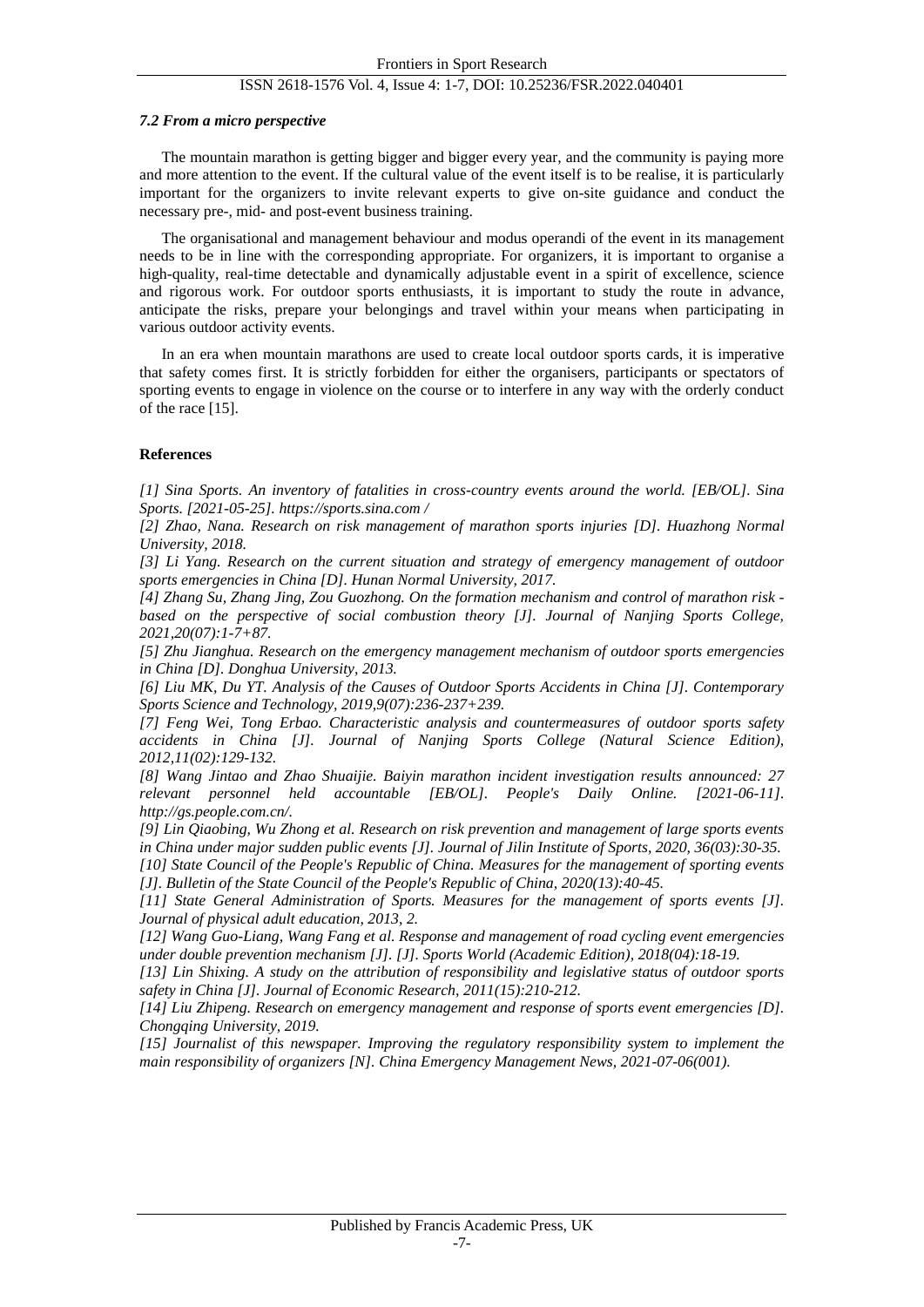### *7.2 From a micro perspective*

The mountain marathon is getting bigger and bigger every year, and the community is paying more and more attention to the event. If the cultural value of the event itself is to be realise, it is particularly important for the organizers to invite relevant experts to give on-site guidance and conduct the necessary pre-, mid- and post-event business training.

The organisational and management behaviour and modus operandi of the event in its management needs to be in line with the corresponding appropriate. For organizers, it is important to organise a high-quality, real-time detectable and dynamically adjustable event in a spirit of excellence, science and rigorous work. For outdoor sports enthusiasts, it is important to study the route in advance, anticipate the risks, prepare your belongings and travel within your means when participating in various outdoor activity events.

In an era when mountain marathons are used to create local outdoor sports cards, it is imperative that safety comes first. It is strictly forbidden for either the organisers, participants or spectators of sporting events to engage in violence on the course or to interfere in any way with the orderly conduct of the race [15].

**References**

*[1] Sina Sports. An inventory of fatalities in cross-country events around the world. [EB/OL]. Sina Sports. [2021-05-25]. https://sports.sina.com /*

*[2] Zhao, Nana. Research on risk management of marathon sports injuries [D]. Huazhong Normal University, 2018.*

*[3] Li Yang. Research on the current situation and strategy of emergency management of outdoor sports emergencies in China [D]. Hunan Normal University, 2017.*

*[4] Zhang Su, Zhang Jing, Zou Guozhong. On the formation mechanism and control of marathon risk - based on the perspective of social combustion theory [J]. Journal of Nanjing Sports College, 2021,20(07):1-7+87.*

*[5] Zhu Jianghua. Research on the emergency management mechanism of outdoor sports emergencies in China [D]. Donghua University, 2013.*

*[6] Liu MK, Du YT. Analysis of the Causes of Outdoor Sports Accidents in China [J]. Contemporary Sports Science and Technology, 2019,9(07):236-237+239.*

*[7] Feng Wei, Tong Erbao. Characteristic analysis and countermeasures of outdoor sports safety accidents in China [J]. Journal of Nanjing Sports College (Natural Science Edition), 2012,11(02):129-132.*

*[8] Wang Jintao and Zhao Shuaijie. Baiyin marathon incident investigation results announced: 27 relevant personnel held accountable [EB/OL]. People's Daily Online. [2021-06-11]. http://gs.people.com.cn/.*

*[9] Lin Qiaobing, Wu Zhong et al. Research on risk prevention and management of large sports events in China under major sudden public events [J]. Journal of Jilin Institute of Sports, 2020, 36(03):30-35.*

*[10] State Council of the People's Republic of China. Measures for the management of sporting events [J]. Bulletin of the State Council of the People's Republic of China, 2020(13):40-45.*

*[11] State General Administration of Sports. Measures for the management of sports events [J]. Journal of physical adult education, 2013, 2.*

*[12] Wang Guo-Liang, Wang Fang et al. Response and management of road cycling event emergencies under double prevention mechanism [J]. [J]. Sports World (Academic Edition), 2018(04):18-19.*

*[13] Lin Shixing. A study on the attribution of responsibility and legislative status of outdoor sports safety in China [J]. Journal of Economic Research, 2011(15):210-212.*

*[14] Liu Zhipeng. Research on emergency management and response of sports event emergencies [D]. Chongqing University, 2019.*

*[15] Journalist of this newspaper. Improving the regulatory responsibility system to implement the main responsibility of organizers [N]. China Emergency Management News, 2021-07-06(001).*